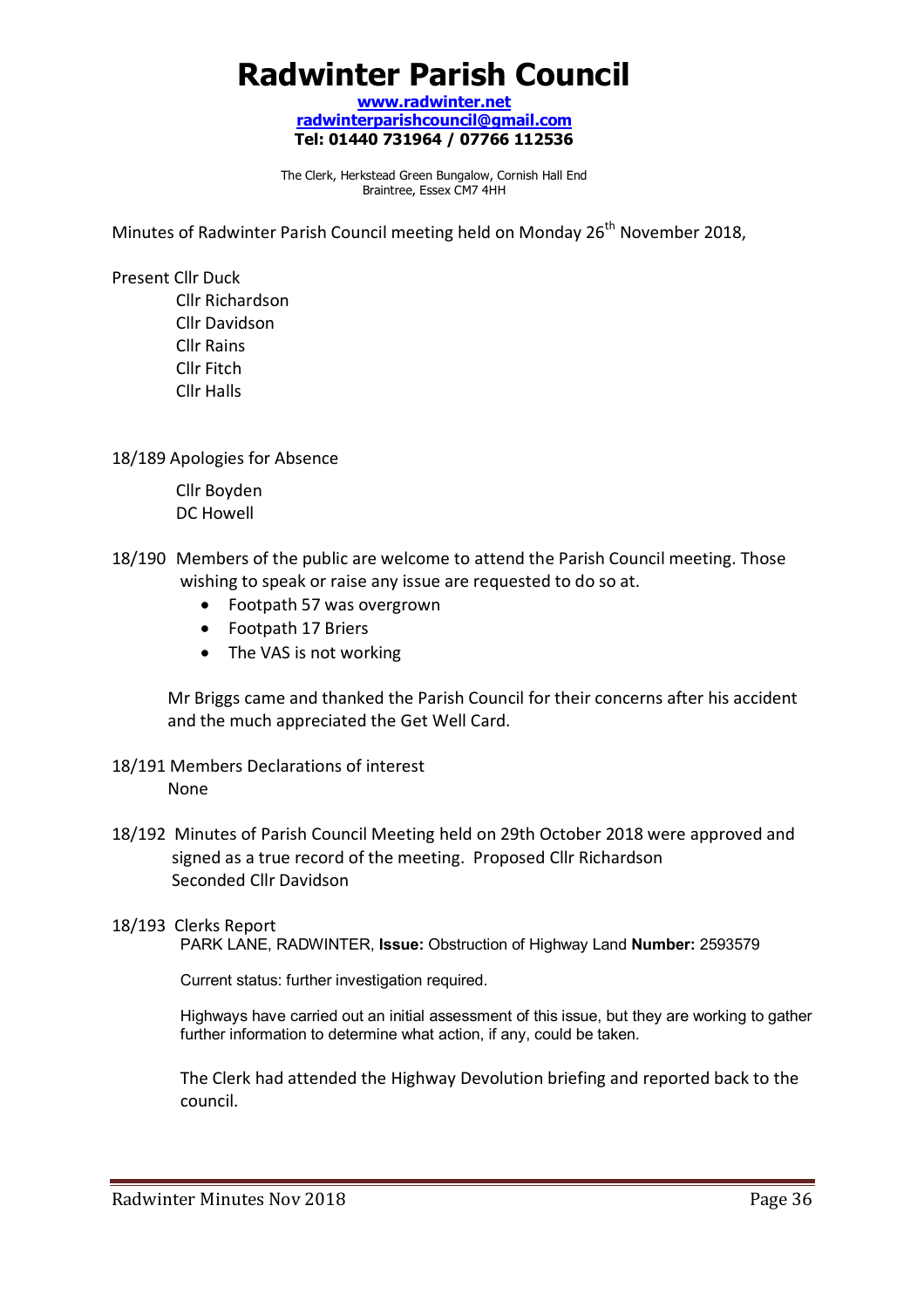# Radwinter Parish Council

**www.radwinter.net**
**radwinterparishcouncil@gmail.com**
**Tel: 01440 731964 / 07766 112536**

The Clerk, Herkstead Green Bungalow, Cornish Hall End
Braintree, Essex CM7 4HH

Minutes of Radwinter Parish Council meeting held on Monday 26th November 2018,

Present Cllr Duck
Cllr Richardson
Cllr Davidson
Cllr Rains
Cllr Fitch
Cllr Halls

18/189 Apologies for Absence

Cllr Boyden
DC Howell

18/190 Members of the public are welcome to attend the Parish Council meeting. Those wishing to speak or raise any issue are requested to do so at.

- Footpath 57 was overgrown
- Footpath 17 Briers
- The VAS is not working

Mr Briggs came and thanked the Parish Council for their concerns after his accident and the much appreciated the Get Well Card.

18/191 Members Declarations of interest
None

18/192 Minutes of Parish Council Meeting held on 29th October 2018 were approved and signed as a true record of the meeting. Proposed Cllr Richardson
Seconded Cllr Davidson

18/193 Clerks Report
PARK LANE, RADWINTER, **Issue:** Obstruction of Highway Land **Number:** 2593579

Current status: further investigation required.

Highways have carried out an initial assessment of this issue, but they are working to gather further information to determine what action, if any, could be taken.

The Clerk had attended the Highway Devolution briefing and reported back to the council.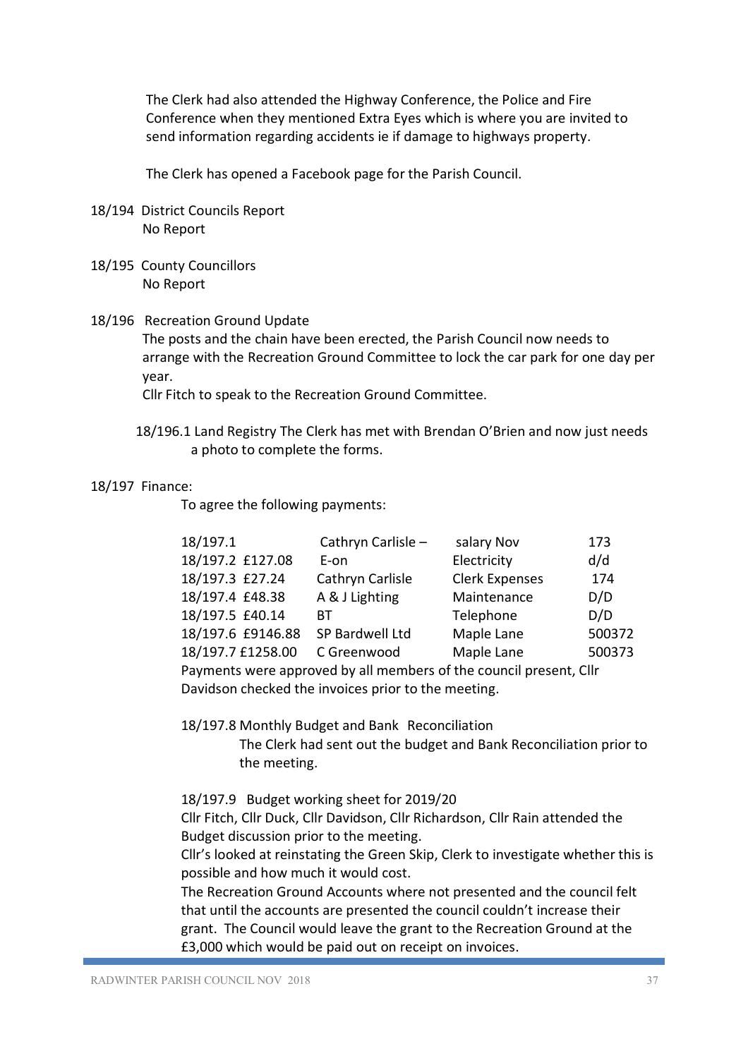The Clerk had also attended the Highway Conference, the Police and Fire Conference when they mentioned Extra Eyes which is where you are invited to send information regarding accidents ie if damage to highways property.

The Clerk has opened a Facebook page for the Parish Council.

18/194 District Councils Report
No Report

18/195 County Councillors
No Report

18/196 Recreation Ground Update
The posts and the chain have been erected, the Parish Council now needs to arrange with the Recreation Ground Committee to lock the car park for one day per year.
Cllr Fitch to speak to the Recreation Ground Committee.

18/196.1 Land Registry The Clerk has met with Brendan O'Brien and now just needs a photo to complete the forms.

18/197 Finance:
To agree the following payments:

| | | | |
|---|---|---|---|
| 18/197.1 | Cathryn Carlisle – | salary Nov | 173 |
| 18/197.2 £127.08 | E-on | Electricity | d/d |
| 18/197.3 £27.24 | Cathryn Carlisle | Clerk Expenses | 174 |
| 18/197.4 £48.38 | A & J Lighting | Maintenance | D/D |
| 18/197.5 £40.14 | BT | Telephone | D/D |
| 18/197.6 £9146.88 | SP Bardwell Ltd | Maple Lane | 500372 |
| 18/197.7 £1258.00 | C Greenwood | Maple Lane | 500373 |

Payments were approved by all members of the council present, Cllr Davidson checked the invoices prior to the meeting.

18/197.8 Monthly Budget and Bank Reconciliation
The Clerk had sent out the budget and Bank Reconciliation prior to the meeting.

18/197.9 Budget working sheet for 2019/20
Cllr Fitch, Cllr Duck, Cllr Davidson, Cllr Richardson, Cllr Rain attended the Budget discussion prior to the meeting.
Cllr's looked at reinstating the Green Skip, Clerk to investigate whether this is possible and how much it would cost.
The Recreation Ground Accounts where not presented and the council felt that until the accounts are presented the council couldn't increase their grant. The Council would leave the grant to the Recreation Ground at the £3,000 which would be paid out on receipt on invoices.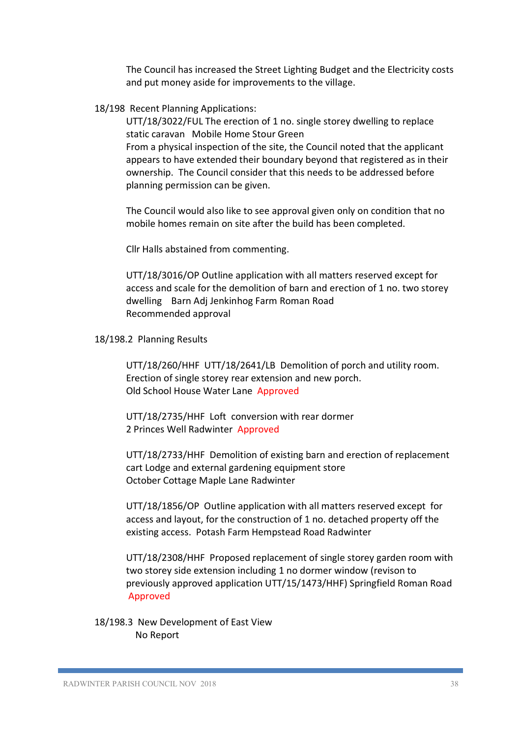The Council has increased the Street Lighting Budget and the Electricity costs and put money aside for improvements to the village.

18/198 Recent Planning Applications:

UTT/18/3022/FUL The erection of 1 no. single storey dwelling to replace static caravan  Mobile Home Stour Green
From a physical inspection of the site, the Council noted that the applicant appears to have extended their boundary beyond that registered as in their ownership. The Council consider that this needs to be addressed before planning permission can be given.

The Council would also like to see approval given only on condition that no mobile homes remain on site after the build has been completed.

Cllr Halls abstained from commenting.

UTT/18/3016/OP Outline application with all matters reserved except for access and scale for the demolition of barn and erection of 1 no. two storey dwelling  Barn Adj Jenkinhog Farm Roman Road
Recommended approval

18/198.2 Planning Results

UTT/18/260/HHF UTT/18/2641/LB Demolition of porch and utility room. Erection of single storey rear extension and new porch.
Old School House Water Lane Approved

UTT/18/2735/HHF Loft conversion with rear dormer
2 Princes Well Radwinter Approved

UTT/18/2733/HHF Demolition of existing barn and erection of replacement cart Lodge and external gardening equipment store
October Cottage Maple Lane Radwinter

UTT/18/1856/OP Outline application with all matters reserved except for access and layout, for the construction of 1 no. detached property off the existing access. Potash Farm Hempstead Road Radwinter

UTT/18/2308/HHF Proposed replacement of single storey garden room with two storey side extension including 1 no dormer window (revison to previously approved application UTT/15/1473/HHF) Springfield Roman Road
Approved

18/198.3 New Development of East View
No Report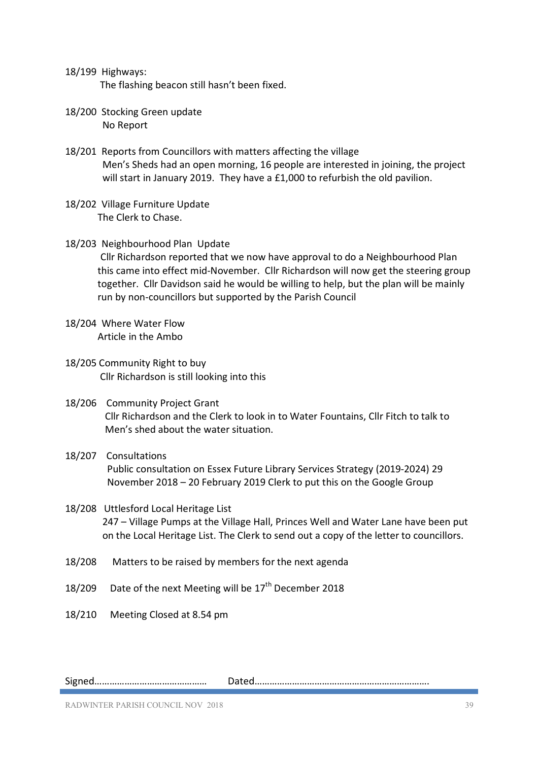18/199 Highways:

The flashing beacon still hasn't been fixed.

18/200 Stocking Green update

No Report

18/201 Reports from Councillors with matters affecting the village

Men's Sheds had an open morning, 16 people are interested in joining, the project will start in January 2019. They have a £1,000 to refurbish the old pavilion.

18/202 Village Furniture Update

The Clerk to Chase.

18/203 Neighbourhood Plan Update

Cllr Richardson reported that we now have approval to do a Neighbourhood Plan this came into effect mid-November. Cllr Richardson will now get the steering group together. Cllr Davidson said he would be willing to help, but the plan will be mainly run by non-councillors but supported by the Parish Council

18/204 Where Water Flow

Article in the Ambo

18/205 Community Right to buy

Cllr Richardson is still looking into this

18/206 Community Project Grant

Cllr Richardson and the Clerk to look in to Water Fountains, Cllr Fitch to talk to Men's shed about the water situation.

18/207 Consultations

Public consultation on Essex Future Library Services Strategy (2019-2024) 29 November 2018 – 20 February 2019 Clerk to put this on the Google Group

18/208 Uttlesford Local Heritage List

247 – Village Pumps at the Village Hall, Princes Well and Water Lane have been put on the Local Heritage List. The Clerk to send out a copy of the letter to councillors.

18/208 Matters to be raised by members for the next agenda

18/209 Date of the next Meeting will be 17th December 2018

18/210 Meeting Closed at 8.54 pm

Signed…………………………………… Dated…………………………………………………………